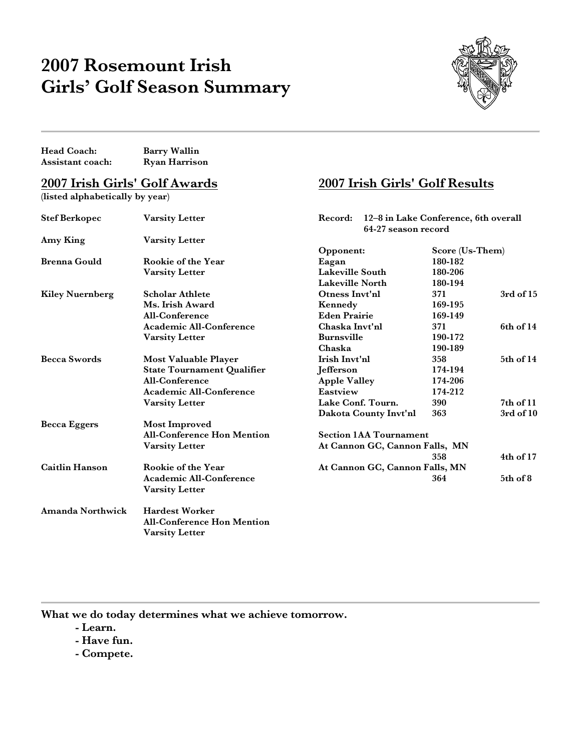# 2007 Rosemount Irish Girls' Golf Season Summary

**Head Coach:** Barry Wallin
**Assistant coach:** Ryan Harrison

## 2007 Irish Girls' Golf Awards

(listed alphabetically by year)

| Name | Awards |
|---|---|
| Stef Berkopec | Varsity Letter |
| Amy King | Varsity Letter |
| Brenna Gould | Rookie of the Year<br>Varsity Letter |
| Kiley Nuernberg | Scholar Athlete<br>Ms. Irish Award<br>All-Conference<br>Academic All-Conference<br>Varsity Letter |
| Becca Swords | Most Valuable Player<br>State Tournament Qualifier<br>All-Conference<br>Academic All-Conference<br>Varsity Letter |
| Becca Eggers | Most Improved<br>All-Conference Hon Mention<br>Varsity Letter |
| Caitlin Hanson | Rookie of the Year<br>Academic All-Conference<br>Varsity Letter |
| Amanda Northwick | Hardest Worker<br>All-Conference Hon Mention<br>Varsity Letter |

## 2007 Irish Girls' Golf Results

**Record:** 12–8 in Lake Conference, 6th overall
64-27 season record

| Opponent: | Score (Us-Them) | |
|---|---|---|
| Eagan | 180-182 | |
| Lakeville South | 180-206 | |
| Lakeville North | 180-194 | |
| Otness Invt'nl | 371 | 3rd of 15 |
| Kennedy | 169-195 | |
| Eden Prairie | 169-149 | |
| Chaska Invt'nl | 371 | 6th of 14 |
| Burnsville | 190-172 | |
| Chaska | 190-189 | |
| Irish Invt'nl | 358 | 5th of 14 |
| Jefferson | 174-194 | |
| Apple Valley | 174-206 | |
| Eastview | 174-212 | |
| Lake Conf. Tourn. | 390 | 7th of 11 |
| Dakota County Invt'nl | 363 | 3rd of 10 |

**Section 1AA Tournament**

| | | |
|---|---|---|
| At Cannon GC, Cannon Falls, MN | 358 | 4th of 17 |
| At Cannon GC, Cannon Falls, MN | 364 | 5th of 8 |

**What we do today determines what we achieve tomorrow.**

- **Learn.**
- **Have fun.**
- **Compete.**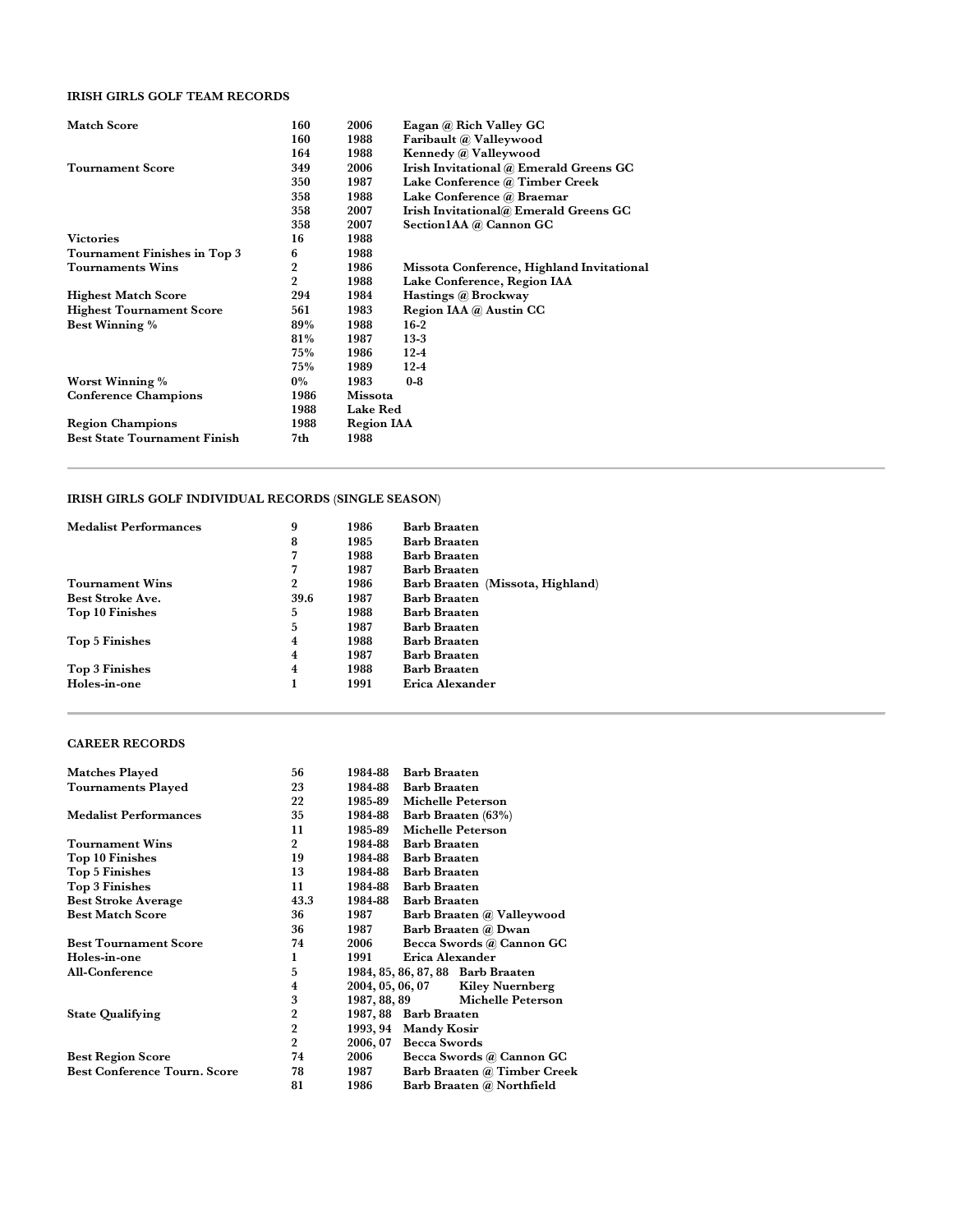**IRISH GIRLS GOLF TEAM RECORDS**

| | | | |
|---|---|---|---|
| **Match Score** | 160 | 2006 | Eagan @ Rich Valley GC |
| | 160 | 1988 | Faribault @ Valleywood |
| | 164 | 1988 | Kennedy @ Valleywood |
| **Tournament Score** | 349 | 2006 | Irish Invitational @ Emerald Greens GC |
| | 350 | 1987 | Lake Conference @ Timber Creek |
| | 358 | 1988 | Lake Conference @ Braemar |
| | 358 | 2007 | Irish Invitational@ Emerald Greens GC |
| | 358 | 2007 | Section1AA @ Cannon GC |
| **Victories** | 16 | 1988 | |
| **Tournament Finishes in Top 3** | 6 | 1988 | |
| **Tournaments Wins** | 2 | 1986 | Missota Conference, Highland Invitational |
| | 2 | 1988 | Lake Conference, Region IAA |
| **Highest Match Score** | 294 | 1984 | Hastings @ Brockway |
| **Highest Tournament Score** | 561 | 1983 | Region IAA @ Austin CC |
| **Best Winning %** | 89% | 1988 | 16-2 |
| | 81% | 1987 | 13-3 |
| | 75% | 1986 | 12-4 |
| | 75% | 1989 | 12-4 |
| **Worst Winning %** | 0% | 1983 | 0-8 |
| **Conference Champions** | 1986 | Missota | |
| | 1988 | Lake Red | |
| **Region Champions** | 1988 | Region IAA | |
| **Best State Tournament Finish** | 7th | 1988 | |

---

**IRISH GIRLS GOLF INDIVIDUAL RECORDS (SINGLE SEASON)**

| | | | |
|---|---|---|---|
| **Medalist Performances** | 9 | 1986 | Barb Braaten |
| | 8 | 1985 | Barb Braaten |
| | 7 | 1988 | Barb Braaten |
| | 7 | 1987 | Barb Braaten |
| **Tournament Wins** | 2 | 1986 | Barb Braaten (Missota, Highland) |
| **Best Stroke Ave.** | 39.6 | 1987 | Barb Braaten |
| **Top 10 Finishes** | 5 | 1988 | Barb Braaten |
| | 5 | 1987 | Barb Braaten |
| **Top 5 Finishes** | 4 | 1988 | Barb Braaten |
| | 4 | 1987 | Barb Braaten |
| **Top 3 Finishes** | 4 | 1988 | Barb Braaten |
| **Holes-in-one** | 1 | 1991 | Erica Alexander |

---

**CAREER RECORDS**

| | | | |
|---|---|---|---|
| **Matches Played** | 56 | 1984-88 | Barb Braaten |
| **Tournaments Played** | 23 | 1984-88 | Barb Braaten |
| | 22 | 1985-89 | Michelle Peterson |
| **Medalist Performances** | 35 | 1984-88 | Barb Braaten (63%) |
| | 11 | 1985-89 | Michelle Peterson |
| **Tournament Wins** | 2 | 1984-88 | Barb Braaten |
| **Top 10 Finishes** | 19 | 1984-88 | Barb Braaten |
| **Top 5 Finishes** | 13 | 1984-88 | Barb Braaten |
| **Top 3 Finishes** | 11 | 1984-88 | Barb Braaten |
| **Best Stroke Average** | 43.3 | 1984-88 | Barb Braaten |
| **Best Match Score** | 36 | 1987 | Barb Braaten @ Valleywood |
| | 36 | 1987 | Barb Braaten @ Dwan |
| **Best Tournament Score** | 74 | 2006 | Becca Swords @ Cannon GC |
| **Holes-in-one** | 1 | 1991 | Erica Alexander |
| **All-Conference** | 5 | 1984, 85, 86, 87, 88 | Barb Braaten |
| | 4 | 2004, 05, 06, 07 | Kiley Nuernberg |
| | 3 | 1987, 88, 89 | Michelle Peterson |
| **State Qualifying** | 2 | 1987, 88 | Barb Braaten |
| | 2 | 1993, 94 | Mandy Kosir |
| | 2 | 2006, 07 | Becca Swords |
| **Best Region Score** | 74 | 2006 | Becca Swords @ Cannon GC |
| **Best Conference Tourn. Score** | 78 | 1987 | Barb Braaten @ Timber Creek |
| | 81 | 1986 | Barb Braaten @ Northfield |